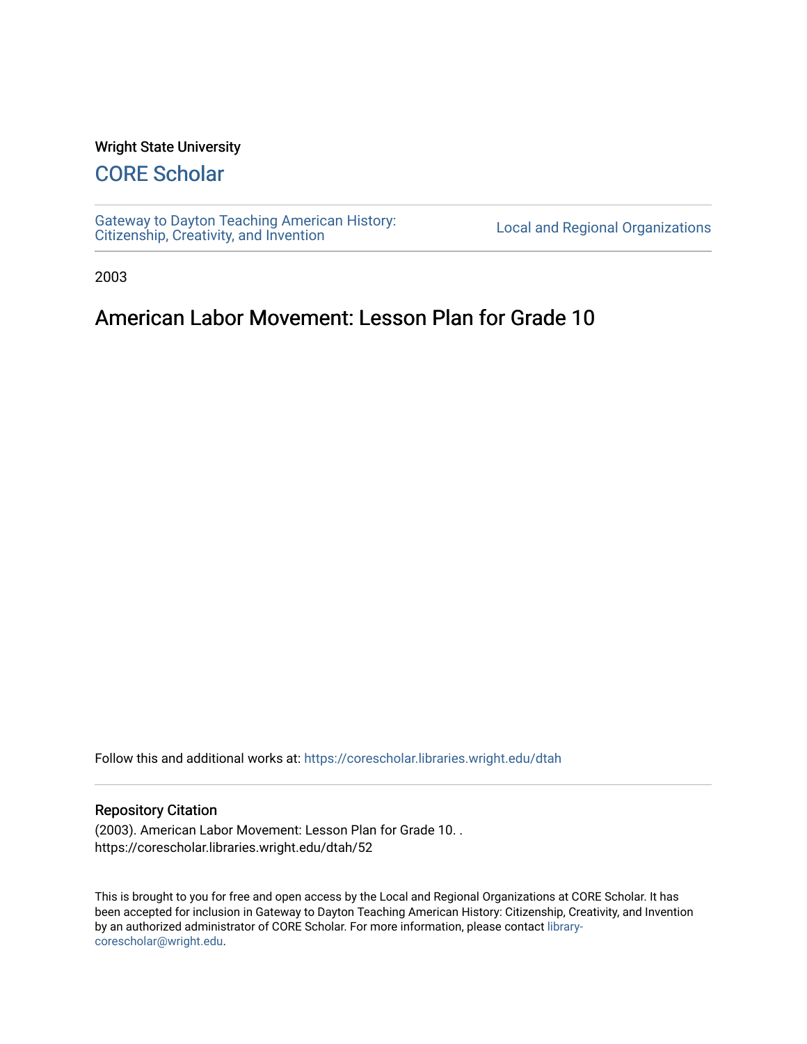Wright State University

# CORE Scholar

Gateway to Dayton Teaching American History: Citizenship, Creativity, and Invention

Local and Regional Organizations

2003

## American Labor Movement: Lesson Plan for Grade 10

Follow this and additional works at: https://corescholar.libraries.wright.edu/dtah

### Repository Citation

(2003). American Labor Movement: Lesson Plan for Grade 10. .
https://corescholar.libraries.wright.edu/dtah/52

This is brought to you for free and open access by the Local and Regional Organizations at CORE Scholar. It has been accepted for inclusion in Gateway to Dayton Teaching American History: Citizenship, Creativity, and Invention by an authorized administrator of CORE Scholar. For more information, please contact library-corescholar@wright.edu.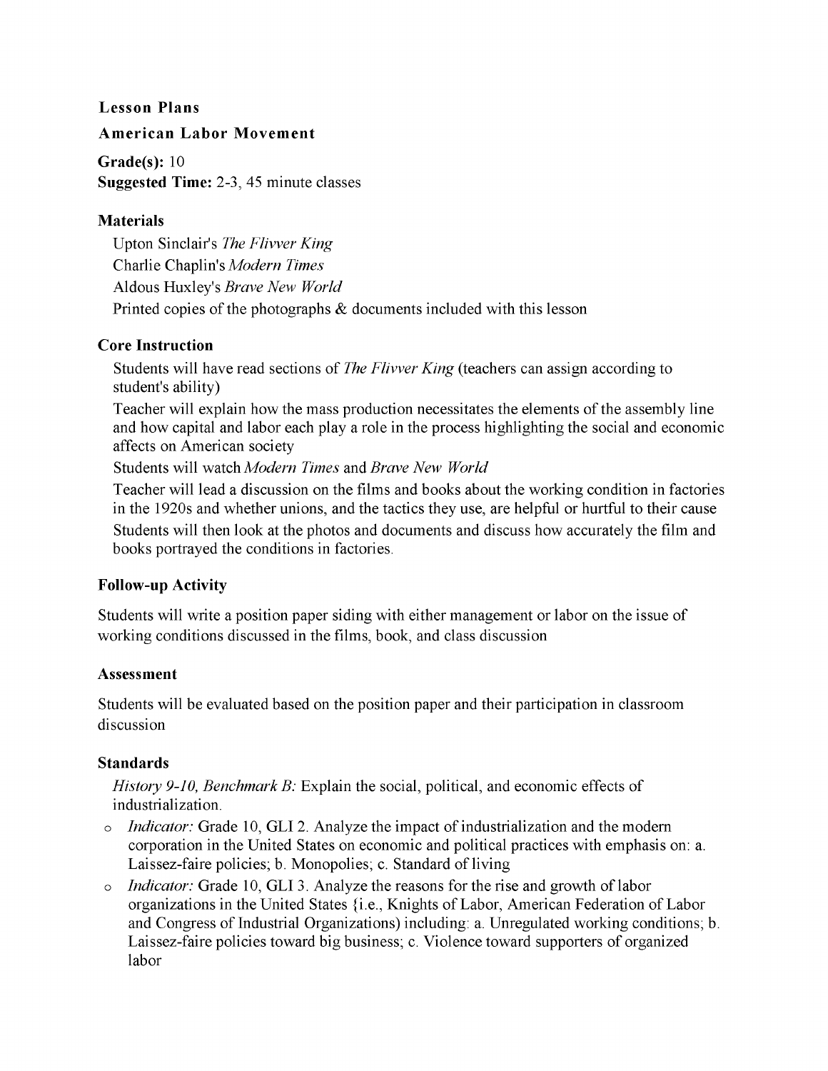**Lesson Plans**

**American Labor Movement**

**Grade(s):** 10

**Suggested Time:** 2-3, 45 minute classes

## Materials

Upton Sinclair's *The Flivver King*

Charlie Chaplin's *Modern Times*

Aldous Huxley's *Brave New World*

Printed copies of the photographs & documents included with this lesson

## Core Instruction

Students will have read sections of *The Flivver King* (teachers can assign according to student's ability)

Teacher will explain how the mass production necessitates the elements of the assembly line and how capital and labor each play a role in the process highlighting the social and economic affects on American society

Students will watch *Modern Times* and *Brave New World*

Teacher will lead a discussion on the films and books about the working condition in factories in the 1920s and whether unions, and the tactics they use, are helpful or hurtful to their cause

Students will then look at the photos and documents and discuss how accurately the film and books portrayed the conditions in factories.

## Follow-up Activity

Students will write a position paper siding with either management or labor on the issue of working conditions discussed in the films, book, and class discussion

## Assessment

Students will be evaluated based on the position paper and their participation in classroom discussion

## Standards

*History 9-10, Benchmark B:* Explain the social, political, and economic effects of industrialization.

- *Indicator:* Grade 10, GLI 2. Analyze the impact of industrialization and the modern corporation in the United States on economic and political practices with emphasis on: a. Laissez-faire policies; b. Monopolies; c. Standard of living
- *Indicator:* Grade 10, GLI 3. Analyze the reasons for the rise and growth of labor organizations in the United States {i.e., Knights of Labor, American Federation of Labor and Congress of Industrial Organizations) including: a. Unregulated working conditions; b. Laissez-faire policies toward big business; c. Violence toward supporters of organized labor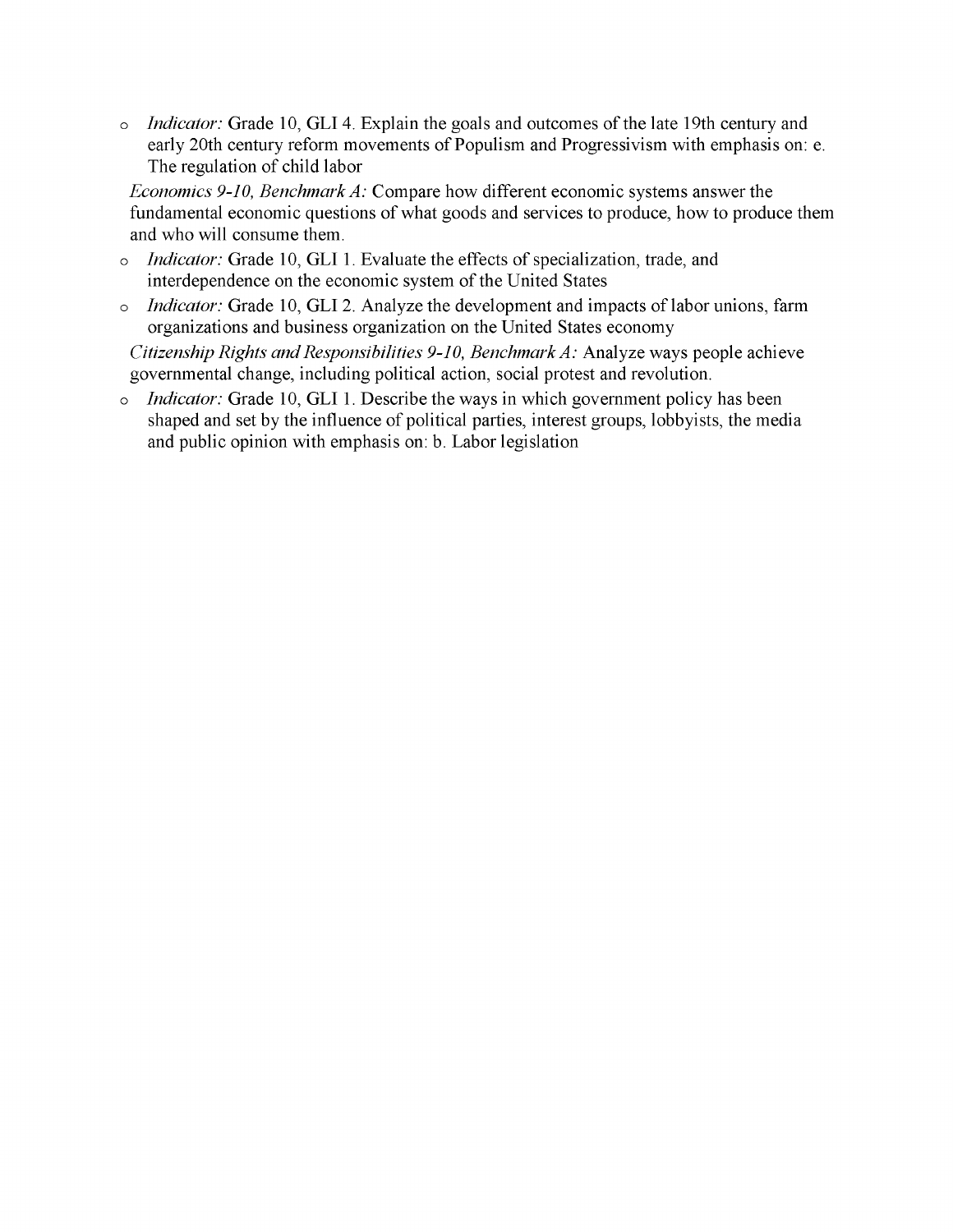- *Indicator:* Grade 10, GLI 4. Explain the goals and outcomes of the late 19th century and early 20th century reform movements of Populism and Progressivism with emphasis on: e. The regulation of child labor

*Economics 9-10, Benchmark A:* Compare how different economic systems answer the fundamental economic questions of what goods and services to produce, how to produce them and who will consume them.

- *Indicator:* Grade 10, GLI 1. Evaluate the effects of specialization, trade, and interdependence on the economic system of the United States
- *Indicator:* Grade 10, GLI 2. Analyze the development and impacts of labor unions, farm organizations and business organization on the United States economy

*Citizenship Rights and Responsibilities 9-10, Benchmark A:* Analyze ways people achieve governmental change, including political action, social protest and revolution.

- *Indicator:* Grade 10, GLI 1. Describe the ways in which government policy has been shaped and set by the influence of political parties, interest groups, lobbyists, the media and public opinion with emphasis on: b. Labor legislation